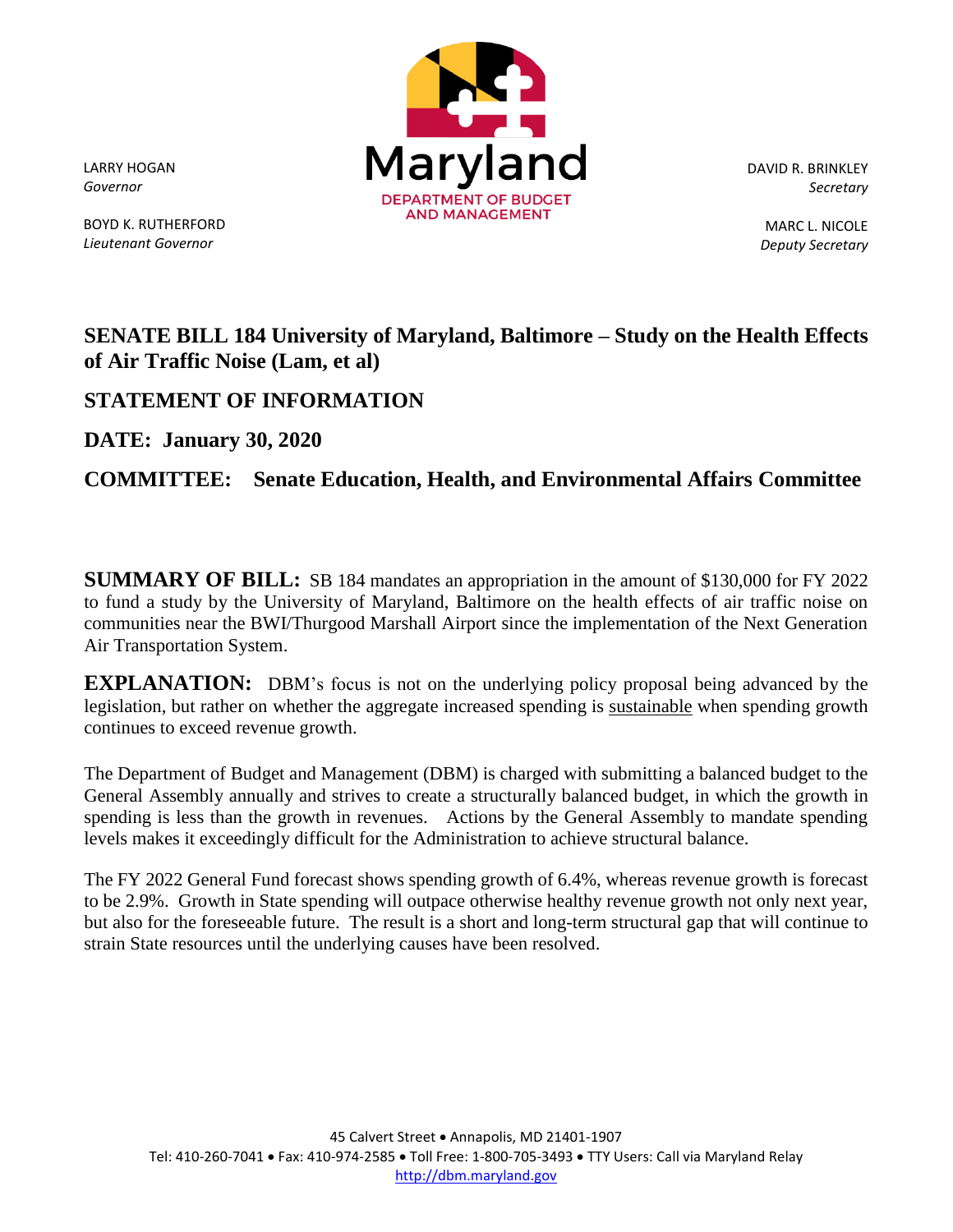LARRY HOGAN
*Governor*

BOYD K. RUTHERFORD
*Lieutenant Governor*

Maryland
DEPARTMENT OF BUDGET AND MANAGEMENT

DAVID R. BRINKLEY
*Secretary*

MARC L. NICOLE
*Deputy Secretary*

# SENATE BILL 184 University of Maryland, Baltimore – Study on the Health Effects of Air Traffic Noise (Lam, et al)

## STATEMENT OF INFORMATION

## DATE: January 30, 2020

## COMMITTEE: Senate Education, Health, and Environmental Affairs Committee

**SUMMARY OF BILL:** SB 184 mandates an appropriation in the amount of $130,000 for FY 2022 to fund a study by the University of Maryland, Baltimore on the health effects of air traffic noise on communities near the BWI/Thurgood Marshall Airport since the implementation of the Next Generation Air Transportation System.

**EXPLANATION:** DBM's focus is not on the underlying policy proposal being advanced by the legislation, but rather on whether the aggregate increased spending is sustainable when spending growth continues to exceed revenue growth.

The Department of Budget and Management (DBM) is charged with submitting a balanced budget to the General Assembly annually and strives to create a structurally balanced budget, in which the growth in spending is less than the growth in revenues. Actions by the General Assembly to mandate spending levels makes it exceedingly difficult for the Administration to achieve structural balance.

The FY 2022 General Fund forecast shows spending growth of 6.4%, whereas revenue growth is forecast to be 2.9%. Growth in State spending will outpace otherwise healthy revenue growth not only next year, but also for the foreseeable future. The result is a short and long-term structural gap that will continue to strain State resources until the underlying causes have been resolved.

45 Calvert Street • Annapolis, MD 21401-1907
Tel: 410-260-7041 • Fax: 410-974-2585 • Toll Free: 1-800-705-3493 • TTY Users: Call via Maryland Relay
http://dbm.maryland.gov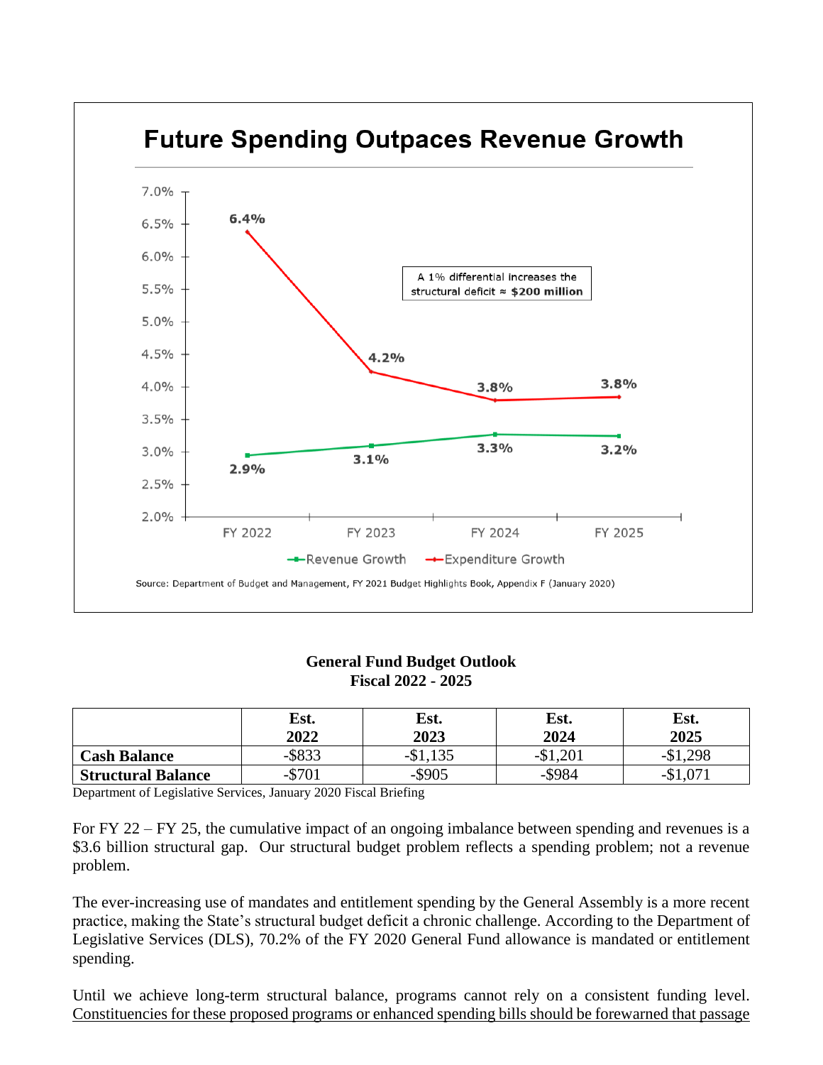**Future Spending Outpaces Revenue Growth**

A 1% differential increases the structural deficit ≈ **$200 million**

| | FY 2022 | FY 2023 | FY 2024 | FY 2025 |
|---|---|---|---|---|
| Revenue Growth | 2.9% | 3.1% | 3.3% | 3.2% |
| Expenditure Growth | 6.4% | 4.2% | 3.8% | 3.8% |

Source: Department of Budget and Management, FY 2021 Budget Highlights Book, Appendix F (January 2020)

**General Fund Budget Outlook**
**Fiscal 2022 - 2025**

| | Est. 2022 | Est. 2023 | Est. 2024 | Est. 2025 |
|---|---|---|---|---|
| **Cash Balance** | -$833 | -$1,135 | -$1,201 | -$1,298 |
| **Structural Balance** | -$701 | -$905 | -$984 | -$1,071 |

Department of Legislative Services, January 2020 Fiscal Briefing

For FY 22 – FY 25, the cumulative impact of an ongoing imbalance between spending and revenues is a $3.6 billion structural gap. Our structural budget problem reflects a spending problem; not a revenue problem.

The ever-increasing use of mandates and entitlement spending by the General Assembly is a more recent practice, making the State's structural budget deficit a chronic challenge. According to the Department of Legislative Services (DLS), 70.2% of the FY 2020 General Fund allowance is mandated or entitlement spending.

Until we achieve long-term structural balance, programs cannot rely on a consistent funding level. Constituencies for these proposed programs or enhanced spending bills should be forewarned that passage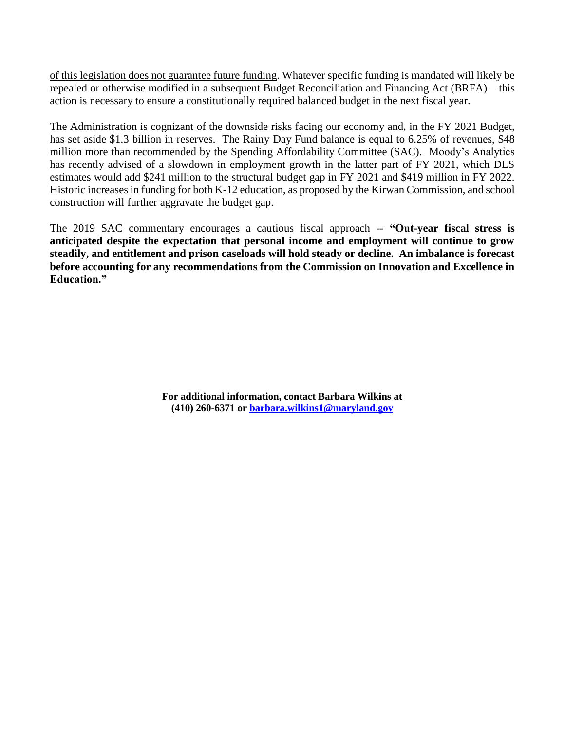<u>of this legislation does not guarantee future funding</u>. Whatever specific funding is mandated will likely be repealed or otherwise modified in a subsequent Budget Reconciliation and Financing Act (BRFA) – this action is necessary to ensure a constitutionally required balanced budget in the next fiscal year.

The Administration is cognizant of the downside risks facing our economy and, in the FY 2021 Budget, has set aside $1.3 billion in reserves. The Rainy Day Fund balance is equal to 6.25% of revenues, $48 million more than recommended by the Spending Affordability Committee (SAC). Moody's Analytics has recently advised of a slowdown in employment growth in the latter part of FY 2021, which DLS estimates would add $241 million to the structural budget gap in FY 2021 and $419 million in FY 2022. Historic increases in funding for both K-12 education, as proposed by the Kirwan Commission, and school construction will further aggravate the budget gap.

The 2019 SAC commentary encourages a cautious fiscal approach -- **"Out-year fiscal stress is anticipated despite the expectation that personal income and employment will continue to grow steadily, and entitlement and prison caseloads will hold steady or decline. An imbalance is forecast before accounting for any recommendations from the Commission on Innovation and Excellence in Education."**

**For additional information, contact Barbara Wilkins at (410) 260-6371 or [barbara.wilkins1@maryland.gov](mailto:barbara.wilkins1@maryland.gov)**